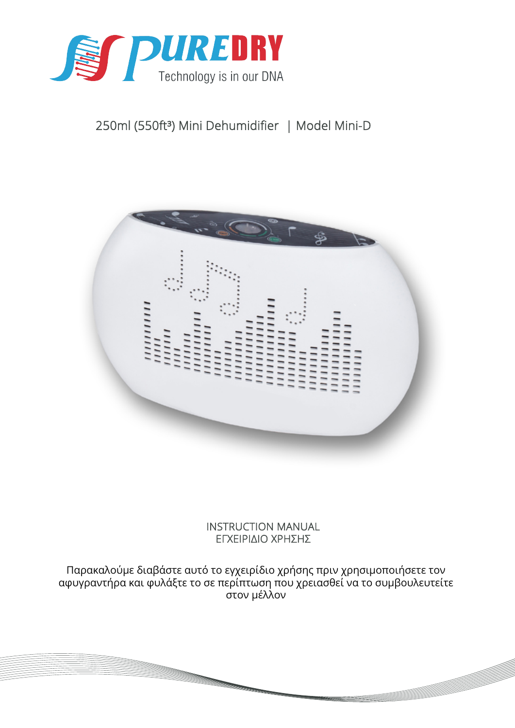PUREDRY

Technology is in our DNA

250ml ($550ft^3$) Mini Dehumidifier | Model Mini-D

INSTRUCTION MANUAL

ΕΓΧΕΙΡΙΔΙΟ ΧΡΗΣΗΣ

Παρακαλούμε διαβάστε αυτό το εγχειρίδιο χρήσης πριν χρησιμοποιήσετε τον αφυγραντήρα και φυλάξτε το σε περίπτωση που χρειασθεί να το συμβουλευτείτε στον μέλλον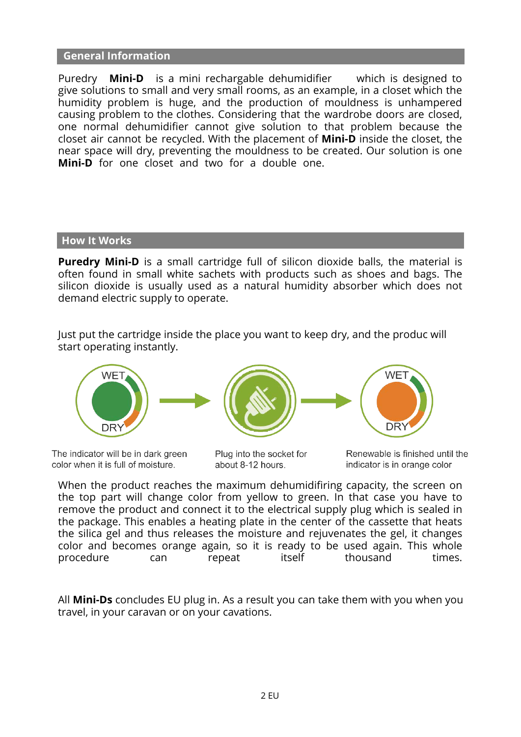## General Information

Puredry **Mini-D** is a mini rechargable dehumidifier which is designed to give solutions to small and very small rooms, as an example, in a closet which the humidity problem is huge, and the production of mouldness is unhampered causing problem to the clothes. Considering that the wardrobe doors are closed, one normal dehumidifier cannot give solution to that problem because the closet air cannot be recycled. With the placement of **Mini-D** inside the closet, the near space will dry, preventing the mouldness to be created. Our solution is one **Mini-D** for one closet and two for a double one.

## How It Works

**Puredry Mini-D** is a small cartridge full of silicon dioxide balls, the material is often found in small white sachets with products such as shoes and bags. The silicon dioxide is usually used as a natural humidity absorber which does not demand electric supply to operate.

Just put the cartridge inside the place you want to keep dry, and the produc will start operating instantly.

The indicator will be in dark green color when it is full of moisture.

Plug into the socket for about 8-12 hours.

Renewable is finished until the indicator is in orange color

When the product reaches the maximum dehumidifiring capacity, the screen on the top part will change color from yellow to green. In that case you have to remove the product and connect it to the electrical supply plug which is sealed in the package. This enables a heating plate in the center of the cassette that heats the silica gel and thus releases the moisture and rejuvenates the gel, it changes color and becomes orange again, so it is ready to be used again. This whole procedure can repeat itself thousand times.

All **Mini-Ds** concludes EU plug in. As a result you can take them with you when you travel, in your caravan or on your cavations.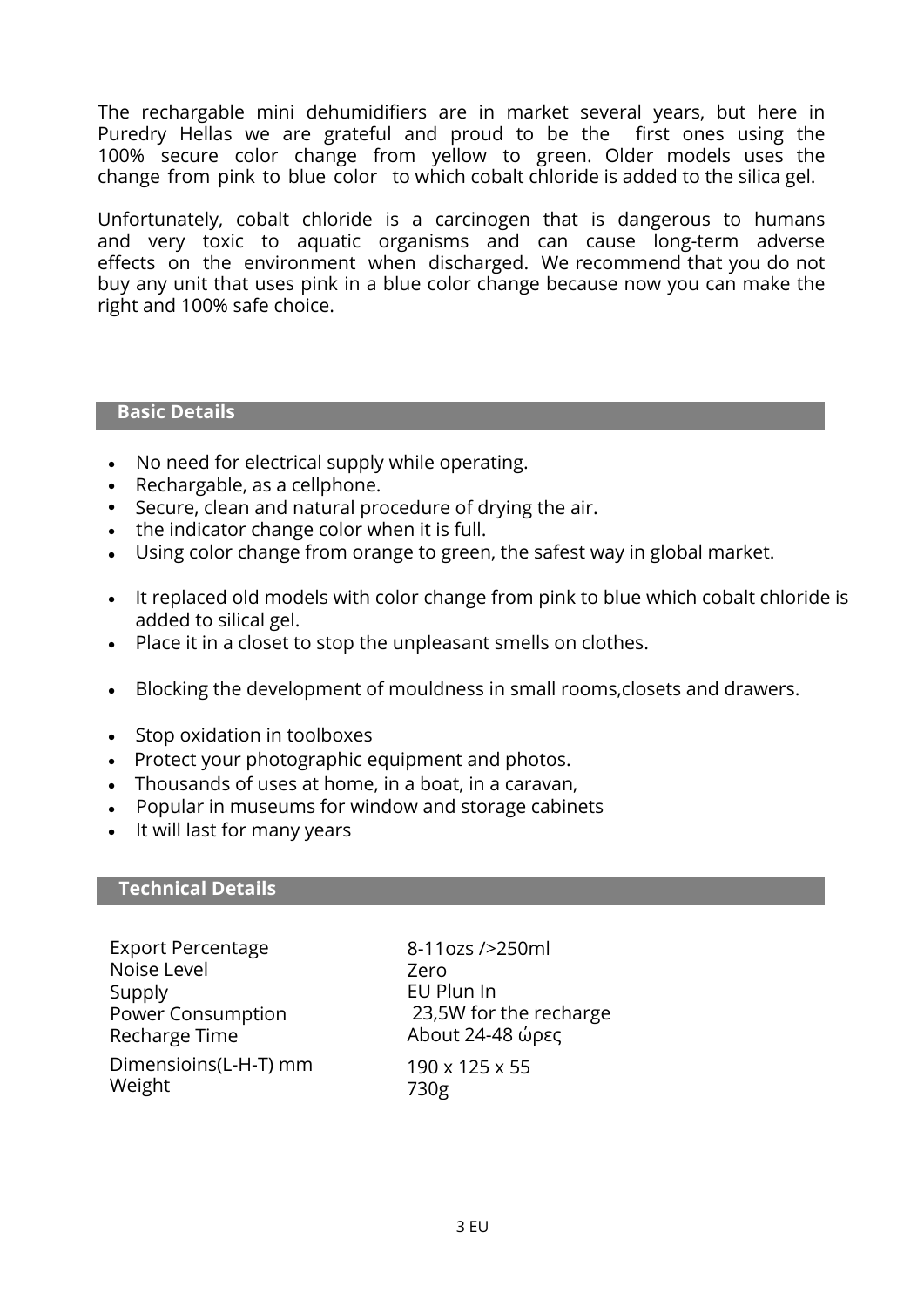The rechargable mini dehumidifiers are in market several years, but here in Puredry Hellas we are grateful and proud to be the first ones using the 100% secure color change from yellow to green. Older models uses the change from pink to blue color to which cobalt chloride is added to the silica gel.

Unfortunately, cobalt chloride is a carcinogen that is dangerous to humans and very toxic to aquatic organisms and can cause long-term adverse effects on the environment when discharged. We recommend that you do not buy any unit that uses pink in a blue color change because now you can make the right and 100% safe choice.

## Basic Details

- No need for electrical supply while operating.
- Rechargable, as a cellphone.
- Secure, clean and natural procedure of drying the air.
- the indicator change color when it is full.
- Using color change from orange to green, the safest way in global market.
- It replaced old models with color change from pink to blue which cobalt chloride is added to silical gel.
- Place it in a closet to stop the unpleasant smells on clothes.
- Blocking the development of mouldness in small rooms,closets and drawers.
- Stop oxidation in toolboxes
- Protect your photographic equipment and photos.
- Thousands of uses at home, in a boat, in a caravan,
- Popular in museums for window and storage cabinets
- It will last for many years

## Technical Details

| | |
|---|---|
| Export Percentage | 8-11ozs />250ml |
| Noise Level | Zero |
| Supply | EU Plun In |
| Power Consumption | 23,5W for the recharge |
| Recharge Time | About 24-48 ώρες |
| Dimensioins(L-H-T) mm | 190 x 125 x 55 |
| Weight | 730g |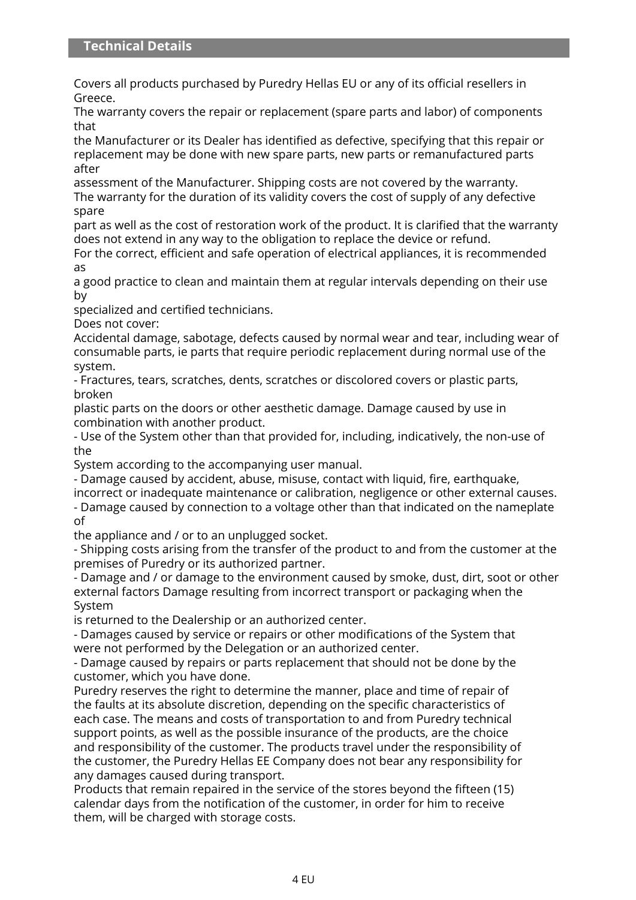## Technical Details

Covers all products purchased by Puredry Hellas EU or any of its official resellers in Greece.
The warranty covers the repair or replacement (spare parts and labor) of components that
the Manufacturer or its Dealer has identified as defective, specifying that this repair or replacement may be done with new spare parts, new parts or remanufactured parts after
assessment of the Manufacturer. Shipping costs are not covered by the warranty.
The warranty for the duration of its validity covers the cost of supply of any defective spare
part as well as the cost of restoration work of the product. It is clarified that the warranty does not extend in any way to the obligation to replace the device or refund.
For the correct, efficient and safe operation of electrical appliances, it is recommended as
a good practice to clean and maintain them at regular intervals depending on their use by
specialized and certified technicians.
Does not cover:
Accidental damage, sabotage, defects caused by normal wear and tear, including wear of consumable parts, ie parts that require periodic replacement during normal use of the system.
- Fractures, tears, scratches, dents, scratches or discolored covers or plastic parts, broken
plastic parts on the doors or other aesthetic damage. Damage caused by use in combination with another product.
- Use of the System other than that provided for, including, indicatively, the non-use of the
System according to the accompanying user manual.
- Damage caused by accident, abuse, misuse, contact with liquid, fire, earthquake, incorrect or inadequate maintenance or calibration, negligence or other external causes.
- Damage caused by connection to a voltage other than that indicated on the nameplate of
the appliance and / or to an unplugged socket.
- Shipping costs arising from the transfer of the product to and from the customer at the premises of Puredry or its authorized partner.
- Damage and / or damage to the environment caused by smoke, dust, dirt, soot or other external factors Damage resulting from incorrect transport or packaging when the System
is returned to the Dealership or an authorized center.
- Damages caused by service or repairs or other modifications of the System that were not performed by the Delegation or an authorized center.
- Damage caused by repairs or parts replacement that should not be done by the customer, which you have done.
Puredry reserves the right to determine the manner, place and time of repair of the faults at its absolute discretion, depending on the specific characteristics of each case. The means and costs of transportation to and from Puredry technical support points, as well as the possible insurance of the products, are the choice and responsibility of the customer. The products travel under the responsibility of the customer, the Puredry Hellas EE Company does not bear any responsibility for any damages caused during transport.
Products that remain repaired in the service of the stores beyond the fifteen (15) calendar days from the notification of the customer, in order for him to receive them, will be charged with storage costs.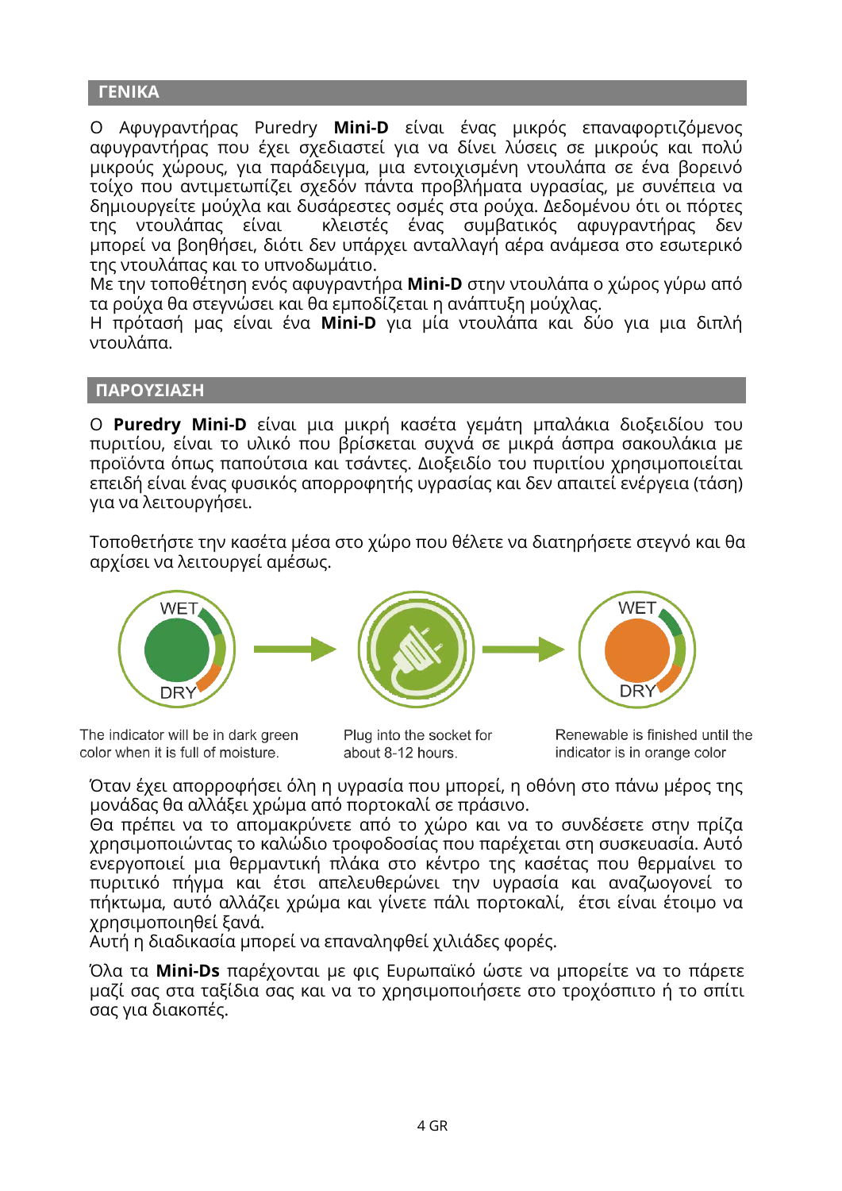## ΓΕΝΙΚΑ

Ο Αφυγραντήρας Puredry **Mini-D** είναι ένας μικρός επαναφορτιζόμενος αφυγραντήρας που έχει σχεδιαστεί για να δίνει λύσεις σε μικρούς και πολύ μικρούς χώρους, για παράδειγμα, μια εντοιχισμένη ντουλάπα σε ένα βορεινό τοίχο που αντιμετωπίζει σχεδόν πάντα προβλήματα υγρασίας, με συνέπεια να δημιουργείτε μούχλα και δυσάρεστες οσμές στα ρούχα. Δεδομένου ότι οι πόρτες της ντουλάπας είναι κλειστές ένας συμβατικός αφυγραντήρας δεν μπορεί να βοηθήσει, διότι δεν υπάρχει ανταλλαγή αέρα ανάμεσα στο εσωτερικό της ντουλάπας και το υπνοδωμάτιο.
Με την τοποθέτηση ενός αφυγραντήρα **Mini-D** στην ντουλάπα ο χώρος γύρω από τα ρούχα θα στεγνώσει και θα εμποδίζεται η ανάπτυξη μούχλας.
Η πρότασή μας είναι ένα **Mini-D** για μία ντουλάπα και δύο για μια διπλή ντουλάπα.

## ΠΑΡΟΥΣΙΑΣΗ

Ο **Puredry Mini-D** είναι μια μικρή κασέτα γεμάτη μπαλάκια διοξειδίου του πυριτίου, είναι το υλικό που βρίσκεται συχνά σε μικρά άσπρα σακουλάκια με προϊόντα όπως παπούτσια και τσάντες. Διοξειδίο του πυριτίου χρησιμοποιείται επειδή είναι ένας φυσικός απορροφητής υγρασίας και δεν απαιτεί ενέργεια (τάση) για να λειτουργήσει.

Τοποθετήστε την κασέτα μέσα στο χώρο που θέλετε να διατηρήσετε στεγνό και θα αρχίσει να λειτουργεί αμέσως.

WET / DRY — The indicator will be in dark green color when it is full of moisture.

Plug into the socket for about 8-12 hours.

WET / DRY — Renewable is finished until the indicator is in orange color

Όταν έχει απορροφήσει όλη η υγρασία που μπορεί, η οθόνη στο πάνω μέρος της μονάδας θα αλλάξει χρώμα από πορτοκαλί σε πράσινο.
Θα πρέπει να το απομακρύνετε από το χώρο και να το συνδέσετε στην πρίζα χρησιμοποιώντας το καλώδιο τροφοδοσίας που παρέχεται στη συσκευασία. Αυτό ενεργοποιεί μια θερμαντική πλάκα στο κέντρο της κασέτας που θερμαίνει το πυριτικό πήγμα και έτσι απελευθερώνει την υγρασία και αναζωογονεί το πήκτωμα, αυτό αλλάζει χρώμα και γίνετε πάλι πορτοκαλί, έτσι είναι έτοιμο να χρησιμοποιηθεί ξανά.
Αυτή η διαδικασία μπορεί να επαναληφθεί χιλιάδες φορές.

Όλα τα **Mini-Ds** παρέχονται με φις Ευρωπαϊκό ώστε να μπορείτε να το πάρετε μαζί σας στα ταξίδια σας και να το χρησιμοποιήσετε στο τροχόσπιτο ή το σπίτι σας για διακοπές.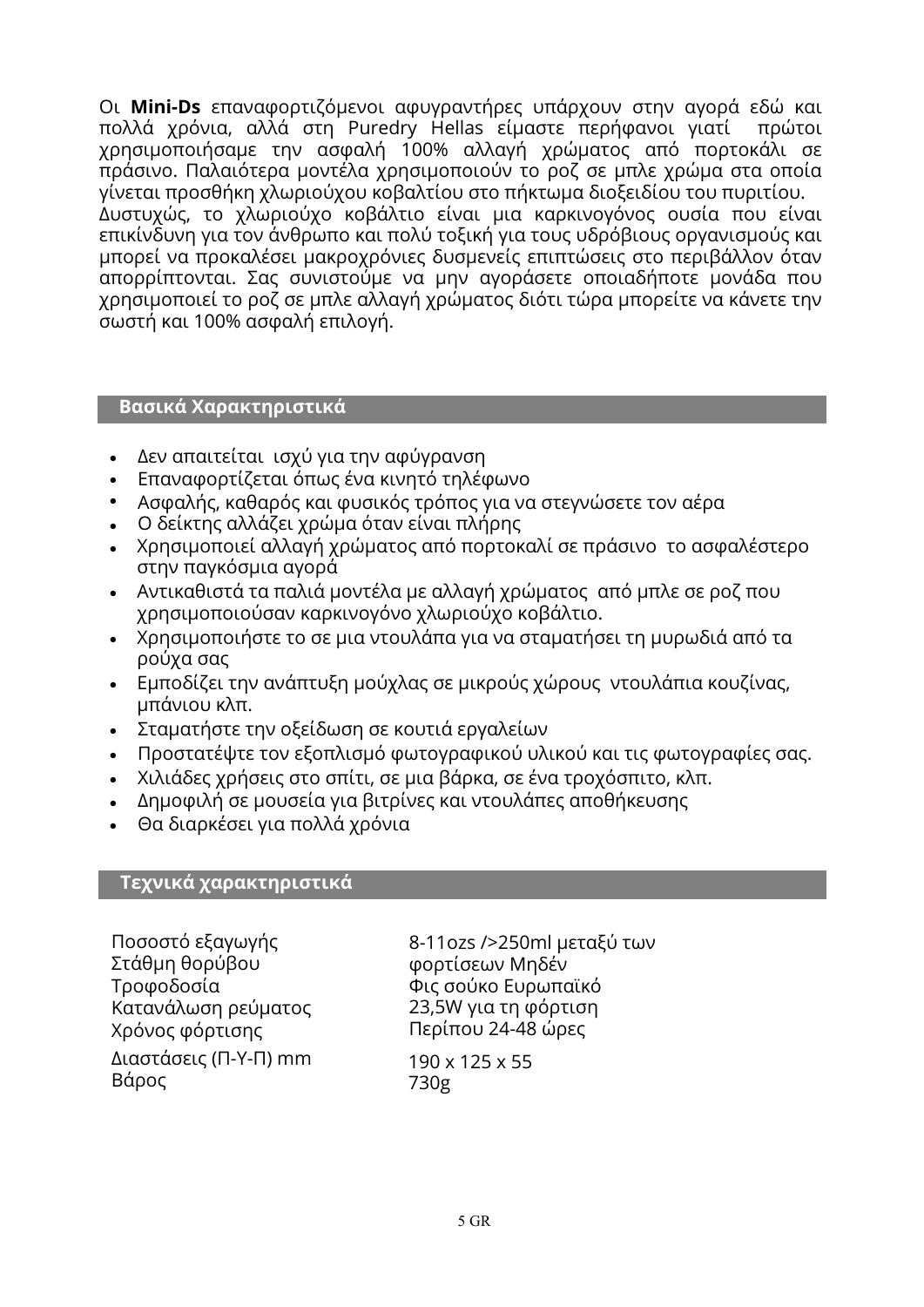Οι **Mini-Ds** επαναφορτιζόμενοι αφυγραντήρες υπάρχουν στην αγορά εδώ και πολλά χρόνια, αλλά στη Puredry Hellas είμαστε περήφανοι γιατί πρώτοι χρησιμοποιήσαμε την ασφαλή 100% αλλαγή χρώματος από πορτοκάλι σε πράσινο. Παλαιότερα μοντέλα χρησιμοποιούν το ροζ σε μπλε χρώμα στα οποία γίνεται προσθήκη χλωριούχου κοβαλτίου στο πήκτωμα διοξειδίου του πυριτίου.
Δυστυχώς, το χλωριούχο κοβάλτιο είναι μια καρκινογόνος ουσία που είναι επικίνδυνη για τον άνθρωπο και πολύ τοξική για τους υδρόβιους οργανισμούς και μπορεί να προκαλέσει μακροχρόνιες δυσμενείς επιπτώσεις στο περιβάλλον όταν απορρίπτονται. Σας συνιστούμε να μην αγοράσετε οποιαδήποτε μονάδα που χρησιμοποιεί το ροζ σε μπλε αλλαγή χρώματος διότι τώρα μπορείτε να κάνετε την σωστή και 100% ασφαλή επιλογή.

## Βασικά Χαρακτηριστικά

- Δεν απαιτείται ισχύ για την αφύγρανση
- Επαναφορτίζεται όπως ένα κινητό τηλέφωνο
- Ασφαλής, καθαρός και φυσικός τρόπος για να στεγνώσετε τον αέρα
- Ο δείκτης αλλάζει χρώμα όταν είναι πλήρης
- Χρησιμοποιεί αλλαγή χρώματος από πορτοκαλί σε πράσινο το ασφαλέστερο στην παγκόσμια αγορά
- Αντικαθιστά τα παλιά μοντέλα με αλλαγή χρώματος από μπλε σε ροζ που χρησιμοποιούσαν καρκινογόνο χλωριούχο κοβάλτιο.
- Χρησιμοποιήστε το σε μια ντουλάπα για να σταματήσει τη μυρωδιά από τα ρούχα σας
- Εμποδίζει την ανάπτυξη μούχλας σε μικρούς χώρους ντουλάπια κουζίνας, μπάνιου κλπ.
- Σταματήστε την οξείδωση σε κουτιά εργαλείων
- Προστατέψτε τον εξοπλισμό φωτογραφικού υλικού και τις φωτογραφίες σας.
- Χιλιάδες χρήσεις στο σπίτι, σε μια βάρκα, σε ένα τροχόσπιτο, κλπ.
- Δημοφιλή σε μουσεία για βιτρίνες και ντουλάπες αποθήκευσης
- Θα διαρκέσει για πολλά χρόνια

## Τεχνικά χαρακτηριστικά

| | |
|---|---|
| Ποσοστό εξαγωγής | 8-11ozs />250ml μεταξύ των φορτίσεων |
| Στάθμη θορύβου | Μηδέν |
| Τροφοδοσία | Φις σούκο Ευρωπαϊκό |
| Κατανάλωση ρεύματος | 23,5W για τη φόρτιση |
| Χρόνος φόρτισης | Περίπου 24-48 ώρες |
| Διαστάσεις (Π-Υ-Π) mm | 190 x 125 x 55 |
| Βάρος | 730g |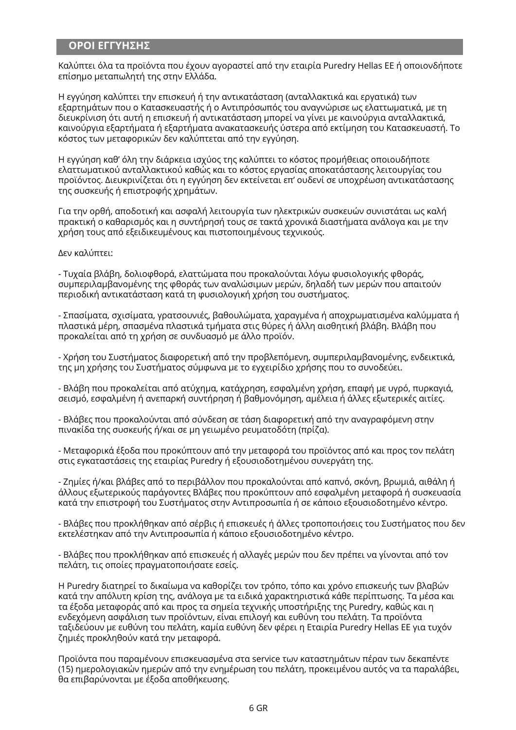## ΟΡΟΙ ΕΓΓΥΗΣΗΣ

Καλύπτει όλα τα προϊόντα που έχουν αγοραστεί από την εταιρία Puredry Hellas ΕΕ ή οποιονδήποτε επίσημο μεταπωλητή της στην Ελλάδα.

Η εγγύηση καλύπτει την επισκευή ή την αντικατάσταση (ανταλλακτικά και εργατικά) των εξαρτημάτων που ο Κατασκευαστής ή ο Αντιπρόσωπός του αναγνώρισε ως ελαττωματικά, με τη διευκρίνιση ότι αυτή η επισκευή ή αντικατάσταση μπορεί να γίνει με καινούργια ανταλλακτικά, καινούργια εξαρτήματα ή εξαρτήματα ανακατασκευής ύστερα από εκτίμηση του Κατασκευαστή. Το κόστος των μεταφορικών δεν καλύπτεται από την εγγύηση.

Η εγγύηση καθ' όλη την διάρκεια ισχύος της καλύπτει το κόστος προμήθειας οποιουδήποτε ελαττωματικού ανταλλακτικού καθώς και το κόστος εργασίας αποκατάστασης λειτουργίας του προϊόντος. Διευκρινίζεται ότι η εγγύηση δεν εκτείνεται επ' ουδενί σε υποχρέωση αντικατάστασης της συσκευής ή επιστροφής χρημάτων.

Για την ορθή, αποδοτική και ασφαλή λειτουργία των ηλεκτρικών συσκευών συνιστάται ως καλή πρακτική ο καθαρισμός και η συντήρησή τους σε τακτά χρονικά διαστήματα ανάλογα και με την χρήση τους από εξειδικευμένους και πιστοποιημένους τεχνικούς.

Δεν καλύπτει:

- Τυχαία βλάβη, δολιοφθορά, ελαττώματα που προκαλούνται λόγω φυσιολογικής φθοράς, συμπεριλαμβανομένης της φθοράς των αναλώσιμων μερών, δηλαδή των μερών που απαιτούν περιοδική αντικατάσταση κατά τη φυσιολογική χρήση του συστήματος.

- Σπασίματα, σχισίματα, γρατσουνιές, βαθουλώματα, χαραγμένα ή αποχρωματισμένα καλύμματα ή πλαστικά μέρη, σπασμένα πλαστικά τμήματα στις θύρες ή άλλη αισθητική βλάβη. Βλάβη που προκαλείται από τη χρήση σε συνδυασμό με άλλο προϊόν.

- Χρήση του Συστήματος διαφορετική από την προβλεπόμενη, συμπεριλαμβανομένης, ενδεικτικά, της μη χρήσης του Συστήματος σύμφωνα με το εγχειρίδιο χρήσης που το συνοδεύει.

- Βλάβη που προκαλείται από ατύχημα, κατάχρηση, εσφαλμένη χρήση, επαφή με υγρό, πυρκαγιά, σεισμό, εσφαλμένη ή ανεπαρκή συντήρηση ή βαθμονόμηση, αμέλεια ή άλλες εξωτερικές αιτίες.

- Βλάβες που προκαλούνται από σύνδεση σε τάση διαφορετική από την αναγραφόμενη στην πινακίδα της συσκευής ή/και σε μη γειωμένο ρευματοδότη (πρίζα).

- Μεταφορικά έξοδα που προκύπτουν από την μεταφορά του προϊόντος από και προς τον πελάτη στις εγκαταστάσεις της εταιρίας Puredry ή εξουσιοδοτημένου συνεργάτη της.

- Ζημιές ή/και βλάβες από το περιβάλλον που προκαλούνται από καπνό, σκόνη, βρωμιά, αιθάλη ή άλλους εξωτερικούς παράγοντες Βλάβες που προκύπτουν από εσφαλμένη μεταφορά ή συσκευασία κατά την επιστροφή του Συστήματος στην Αντιπροσωπία ή σε κάποιο εξουσιοδοτημένο κέντρο.

- Βλάβες που προκλήθηκαν από σέρβις ή επισκευές ή άλλες τροποποιήσεις του Συστήματος που δεν εκτελέστηκαν από την Αντιπροσωπία ή κάποιο εξουσιοδοτημένο κέντρο.

- Βλάβες που προκλήθηκαν από επισκευές ή αλλαγές μερών που δεν πρέπει να γίνονται από τον πελάτη, τις οποίες πραγματοποιήσατε εσείς.

Η Puredry διατηρεί το δικαίωμα να καθορίζει τον τρόπο, τόπο και χρόνο επισκευής των βλαβών κατά την απόλυτη κρίση της, ανάλογα με τα ειδικά χαρακτηριστικά κάθε περίπτωσης. Τα μέσα και τα έξοδα μεταφοράς από και προς τα σημεία τεχνικής υποστήριξης της Puredry, καθώς και η ενδεχόμενη ασφάλιση των προϊόντων, είναι επιλογή και ευθύνη του πελάτη. Τα προϊόντα ταξιδεύουν με ευθύνη του πελάτη, καμία ευθύνη δεν φέρει η Εταιρία Puredry Hellas ΕΕ για τυχόν ζημιές προκληθούν κατά την μεταφορά.

Προϊόντα που παραμένουν επισκευασμένα στα service των καταστημάτων πέραν των δεκαπέντε (15) ημερολογιακών ημερών από την ενημέρωση του πελάτη, προκειμένου αυτός να τα παραλάβει, θα επιβαρύνονται με έξοδα αποθήκευσης.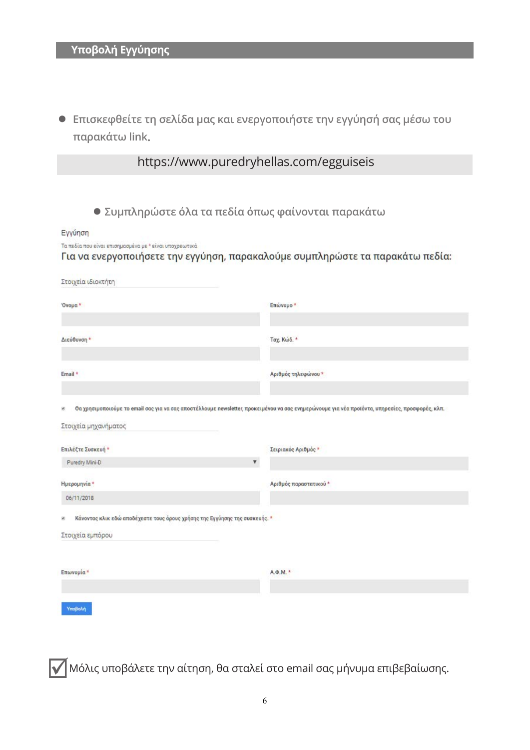## Υποβολή Εγγύησης

- Επισκεφθείτε τη σελίδα μας και ενεργοποιήστε την εγγύησή σας μέσω του παρακάτω link.

https://www.puredryhellas.com/egguiseis

- Συμπληρώστε όλα τα πεδία όπως φαίνονται παρακάτω

Εγγύηση

Τα πεδία που είναι επισημασμένα με * είναι υποχρεωτικά

Για να ενεργοποιήσετε την εγγύηση, παρακαλούμε συμπληρώστε τα παρακάτω πεδία:

Στοιχεία ιδιοκτήτη

Όνομα *

Επώνυμο *

Διεύθυνση *

Ταχ. Κώδ. *

Email *

Αριθμός τηλεφώνου *

Θα χρησιμοποιούμε το email σας για να σας αποστέλλουμε newsletter, προκειμένου να σας ενημερώνουμε για νέα προϊόντα, υπηρεσίες, προσφορές, κλπ.

Στοιχεία μηχανήματος

Επιλέξτε Συσκευή *

Puredry Mini-D

Σειριακός Αριθμός *

Ημερομηνία *

06/11/2018

Αριθμός παραστατικού *

Κάνοντας κλικ εδώ αποδέχεστε τους όρους χρήσης της Εγγύησης της συσκευής. *

Στοιχεία εμπόρου

Επωνυμία *

Α.Φ.Μ. *

Υποβολή

☑ Μόλις υποβάλετε την αίτηση, θα σταλεί στο email σας μήνυμα επιβεβαίωσης.